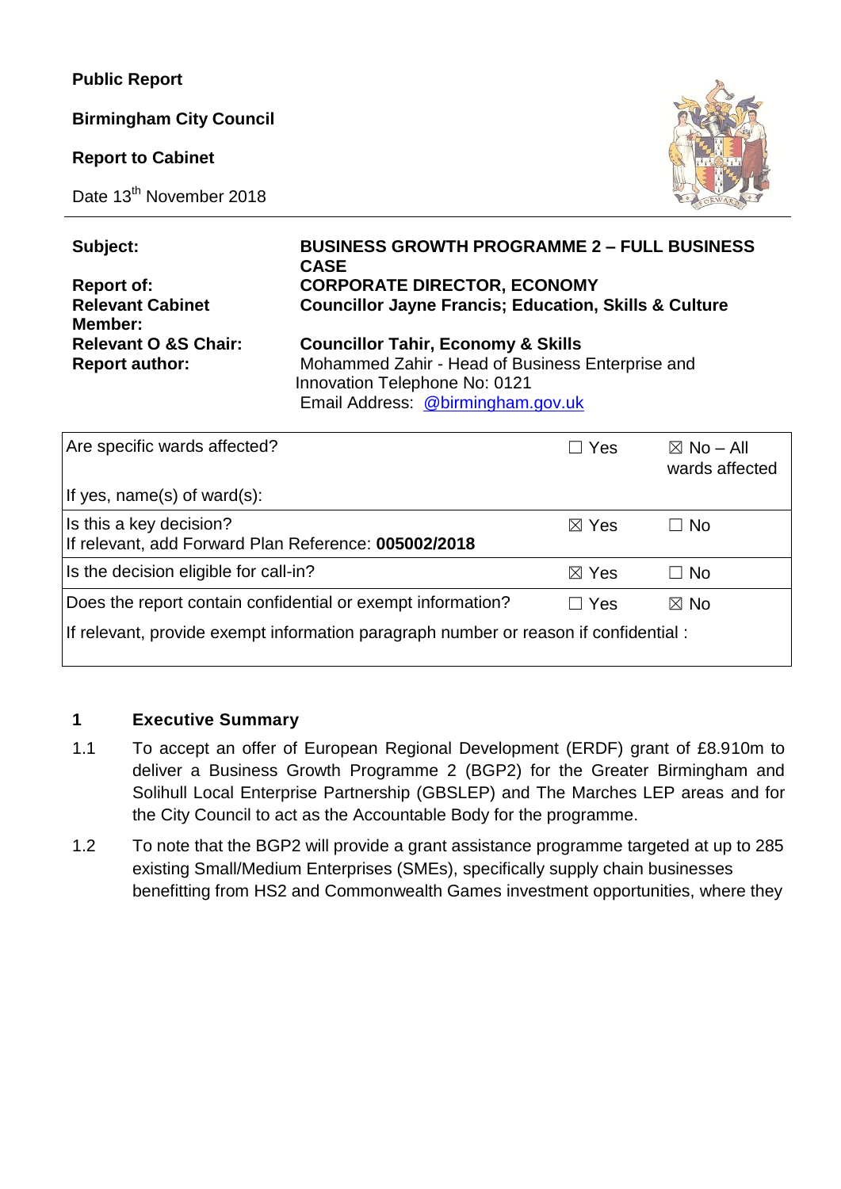**Public Report**

**Birmingham City Council**

**Report to Cabinet**

Date 13th November 2018

| | |
|---|---|
| **Subject:** | **BUSINESS GROWTH PROGRAMME 2 – FULL BUSINESS CASE** |
| **Report of:** | **CORPORATE DIRECTOR, ECONOMY** |
| **Relevant Cabinet Member:** | **Councillor Jayne Francis; Education, Skills & Culture** |
| **Relevant O &S Chair:** | **Councillor Tahir, Economy & Skills** |
| **Report author:** | Mohammed Zahir - Head of Business Enterprise and Innovation Telephone No: 0121<br>Email Address: @birmingham.gov.uk |

| | | |
|---|---|---|
| Are specific wards affected?<br><br>If yes, name(s) of ward(s): | ☐ Yes | ☒ No – All wards affected |
| Is this a key decision?<br>If relevant, add Forward Plan Reference: **005002/2018** | ☒ Yes | ☐ No |
| Is the decision eligible for call-in? | ☒ Yes | ☐ No |
| Does the report contain confidential or exempt information? | ☐ Yes | ☒ No |
| If relevant, provide exempt information paragraph number or reason if confidential : | | |

## 1 Executive Summary

1.1 To accept an offer of European Regional Development (ERDF) grant of £8.910m to deliver a Business Growth Programme 2 (BGP2) for the Greater Birmingham and Solihull Local Enterprise Partnership (GBSLEP) and The Marches LEP areas and for the City Council to act as the Accountable Body for the programme.

1.2 To note that the BGP2 will provide a grant assistance programme targeted at up to 285 existing Small/Medium Enterprises (SMEs), specifically supply chain businesses benefitting from HS2 and Commonwealth Games investment opportunities, where they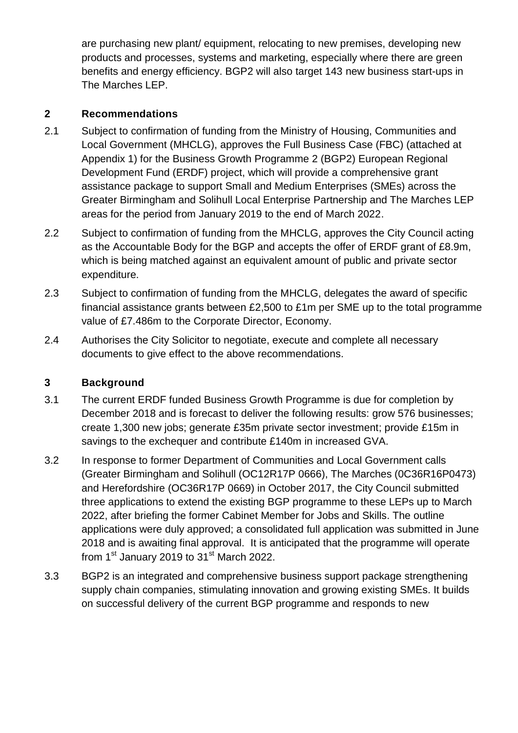are purchasing new plant/ equipment, relocating to new premises, developing new products and processes, systems and marketing, especially where there are green benefits and energy efficiency. BGP2 will also target 143 new business start-ups in The Marches LEP.

## 2 Recommendations

2.1 Subject to confirmation of funding from the Ministry of Housing, Communities and Local Government (MHCLG), approves the Full Business Case (FBC) (attached at Appendix 1) for the Business Growth Programme 2 (BGP2) European Regional Development Fund (ERDF) project, which will provide a comprehensive grant assistance package to support Small and Medium Enterprises (SMEs) across the Greater Birmingham and Solihull Local Enterprise Partnership and The Marches LEP areas for the period from January 2019 to the end of March 2022.

2.2 Subject to confirmation of funding from the MHCLG, approves the City Council acting as the Accountable Body for the BGP and accepts the offer of ERDF grant of £8.9m, which is being matched against an equivalent amount of public and private sector expenditure.

2.3 Subject to confirmation of funding from the MHCLG, delegates the award of specific financial assistance grants between £2,500 to £1m per SME up to the total programme value of £7.486m to the Corporate Director, Economy.

2.4 Authorises the City Solicitor to negotiate, execute and complete all necessary documents to give effect to the above recommendations.

## 3 Background

3.1 The current ERDF funded Business Growth Programme is due for completion by December 2018 and is forecast to deliver the following results: grow 576 businesses; create 1,300 new jobs; generate £35m private sector investment; provide £15m in savings to the exchequer and contribute £140m in increased GVA.

3.2 In response to former Department of Communities and Local Government calls (Greater Birmingham and Solihull (OC12R17P 0666), The Marches (0C36R16P0473) and Herefordshire (OC36R17P 0669) in October 2017, the City Council submitted three applications to extend the existing BGP programme to these LEPs up to March 2022, after briefing the former Cabinet Member for Jobs and Skills. The outline applications were duly approved; a consolidated full application was submitted in June 2018 and is awaiting final approval. It is anticipated that the programme will operate from 1st January 2019 to 31st March 2022.

3.3 BGP2 is an integrated and comprehensive business support package strengthening supply chain companies, stimulating innovation and growing existing SMEs. It builds on successful delivery of the current BGP programme and responds to new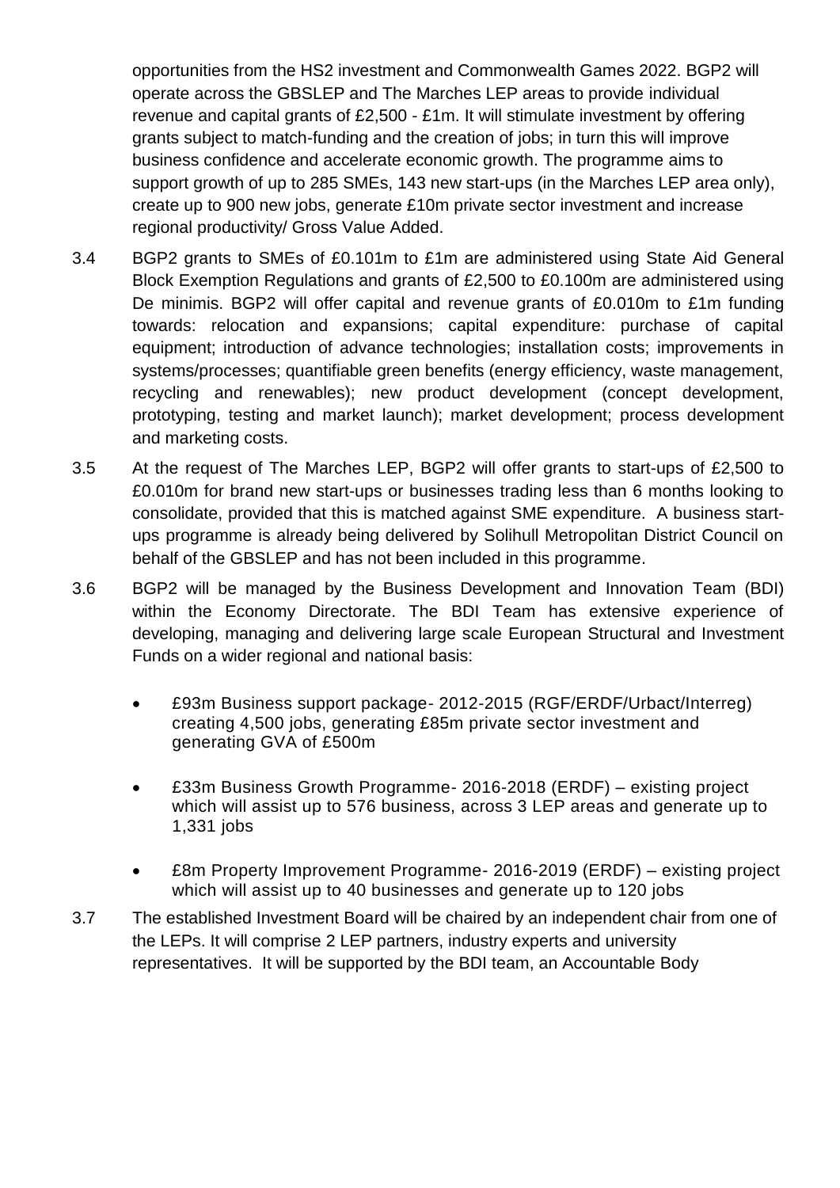opportunities from the HS2 investment and Commonwealth Games 2022. BGP2 will operate across the GBSLEP and The Marches LEP areas to provide individual revenue and capital grants of £2,500 - £1m. It will stimulate investment by offering grants subject to match-funding and the creation of jobs; in turn this will improve business confidence and accelerate economic growth. The programme aims to support growth of up to 285 SMEs, 143 new start-ups (in the Marches LEP area only), create up to 900 new jobs, generate £10m private sector investment and increase regional productivity/ Gross Value Added.

3.4 BGP2 grants to SMEs of £0.101m to £1m are administered using State Aid General Block Exemption Regulations and grants of £2,500 to £0.100m are administered using De minimis. BGP2 will offer capital and revenue grants of £0.010m to £1m funding towards: relocation and expansions; capital expenditure: purchase of capital equipment; introduction of advance technologies; installation costs; improvements in systems/processes; quantifiable green benefits (energy efficiency, waste management, recycling and renewables); new product development (concept development, prototyping, testing and market launch); market development; process development and marketing costs.

3.5 At the request of The Marches LEP, BGP2 will offer grants to start-ups of £2,500 to £0.010m for brand new start-ups or businesses trading less than 6 months looking to consolidate, provided that this is matched against SME expenditure. A business start-ups programme is already being delivered by Solihull Metropolitan District Council on behalf of the GBSLEP and has not been included in this programme.

3.6 BGP2 will be managed by the Business Development and Innovation Team (BDI) within the Economy Directorate. The BDI Team has extensive experience of developing, managing and delivering large scale European Structural and Investment Funds on a wider regional and national basis:

- £93m Business support package- 2012-2015 (RGF/ERDF/Urbact/Interreg) creating 4,500 jobs, generating £85m private sector investment and generating GVA of £500m

- £33m Business Growth Programme- 2016-2018 (ERDF) – existing project which will assist up to 576 business, across 3 LEP areas and generate up to 1,331 jobs

- £8m Property Improvement Programme- 2016-2019 (ERDF) – existing project which will assist up to 40 businesses and generate up to 120 jobs

3.7 The established Investment Board will be chaired by an independent chair from one of the LEPs. It will comprise 2 LEP partners, industry experts and university representatives. It will be supported by the BDI team, an Accountable Body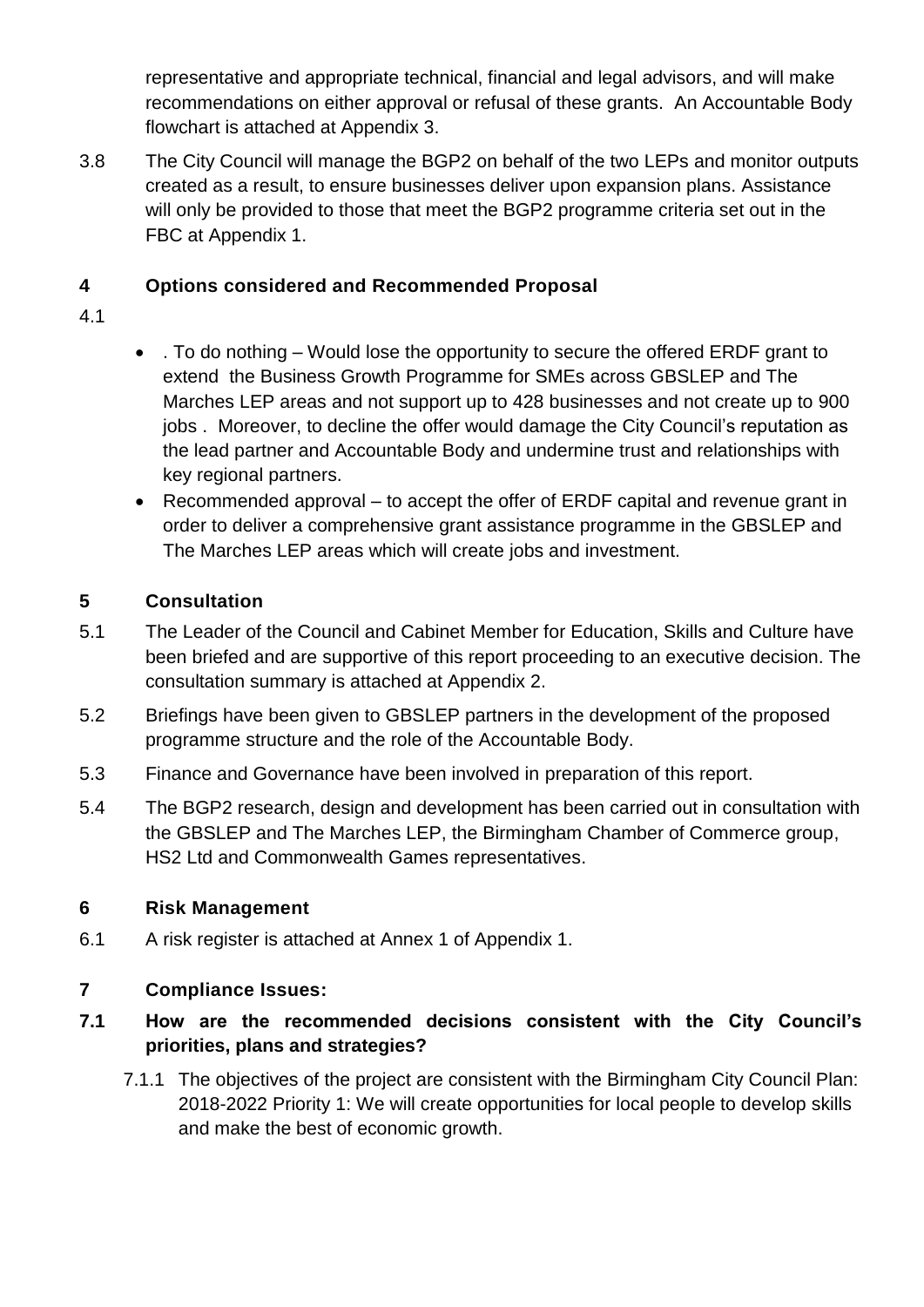representative and appropriate technical, financial and legal advisors, and will make recommendations on either approval or refusal of these grants. An Accountable Body flowchart is attached at Appendix 3.

3.8 The City Council will manage the BGP2 on behalf of the two LEPs and monitor outputs created as a result, to ensure businesses deliver upon expansion plans. Assistance will only be provided to those that meet the BGP2 programme criteria set out in the FBC at Appendix 1.

## 4 Options considered and Recommended Proposal

4.1

- . To do nothing – Would lose the opportunity to secure the offered ERDF grant to extend the Business Growth Programme for SMEs across GBSLEP and The Marches LEP areas and not support up to 428 businesses and not create up to 900 jobs . Moreover, to decline the offer would damage the City Council's reputation as the lead partner and Accountable Body and undermine trust and relationships with key regional partners.
- Recommended approval – to accept the offer of ERDF capital and revenue grant in order to deliver a comprehensive grant assistance programme in the GBSLEP and The Marches LEP areas which will create jobs and investment.

## 5 Consultation

5.1 The Leader of the Council and Cabinet Member for Education, Skills and Culture have been briefed and are supportive of this report proceeding to an executive decision. The consultation summary is attached at Appendix 2.

5.2 Briefings have been given to GBSLEP partners in the development of the proposed programme structure and the role of the Accountable Body.

5.3 Finance and Governance have been involved in preparation of this report.

5.4 The BGP2 research, design and development has been carried out in consultation with the GBSLEP and The Marches LEP, the Birmingham Chamber of Commerce group, HS2 Ltd and Commonwealth Games representatives.

## 6 Risk Management

6.1 A risk register is attached at Annex 1 of Appendix 1.

## 7 Compliance Issues:

### 7.1 How are the recommended decisions consistent with the City Council's priorities, plans and strategies?

7.1.1 The objectives of the project are consistent with the Birmingham City Council Plan: 2018-2022 Priority 1: We will create opportunities for local people to develop skills and make the best of economic growth.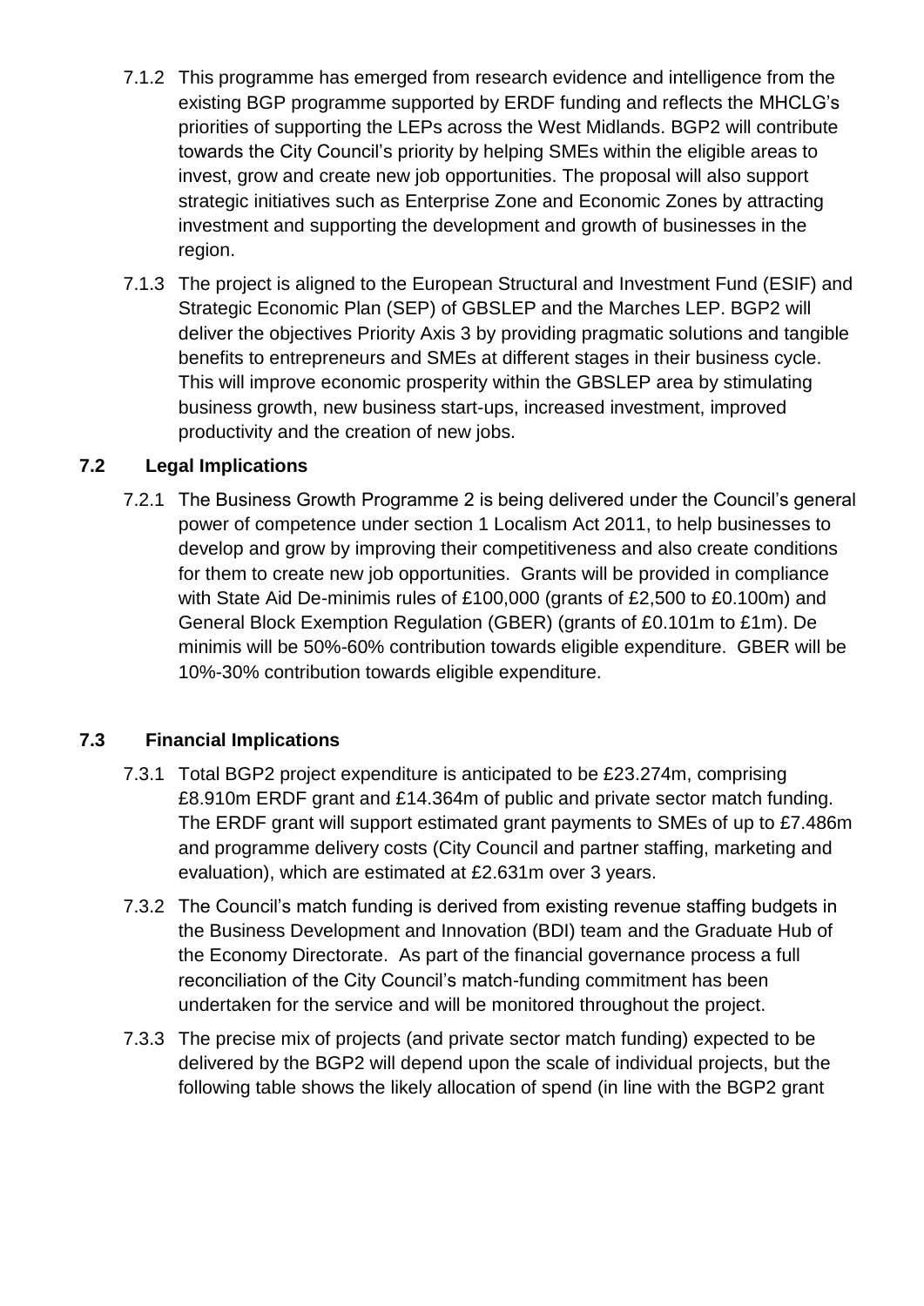7.1.2 This programme has emerged from research evidence and intelligence from the existing BGP programme supported by ERDF funding and reflects the MHCLG's priorities of supporting the LEPs across the West Midlands. BGP2 will contribute towards the City Council's priority by helping SMEs within the eligible areas to invest, grow and create new job opportunities. The proposal will also support strategic initiatives such as Enterprise Zone and Economic Zones by attracting investment and supporting the development and growth of businesses in the region.

7.1.3 The project is aligned to the European Structural and Investment Fund (ESIF) and Strategic Economic Plan (SEP) of GBSLEP and the Marches LEP. BGP2 will deliver the objectives Priority Axis 3 by providing pragmatic solutions and tangible benefits to entrepreneurs and SMEs at different stages in their business cycle. This will improve economic prosperity within the GBSLEP area by stimulating business growth, new business start-ups, increased investment, improved productivity and the creation of new jobs.

### 7.2 Legal Implications

7.2.1 The Business Growth Programme 2 is being delivered under the Council's general power of competence under section 1 Localism Act 2011, to help businesses to develop and grow by improving their competitiveness and also create conditions for them to create new job opportunities. Grants will be provided in compliance with State Aid De-minimis rules of £100,000 (grants of £2,500 to £0.100m) and General Block Exemption Regulation (GBER) (grants of £0.101m to £1m). De minimis will be 50%-60% contribution towards eligible expenditure. GBER will be 10%-30% contribution towards eligible expenditure.

### 7.3 Financial Implications

7.3.1 Total BGP2 project expenditure is anticipated to be £23.274m, comprising £8.910m ERDF grant and £14.364m of public and private sector match funding. The ERDF grant will support estimated grant payments to SMEs of up to £7.486m and programme delivery costs (City Council and partner staffing, marketing and evaluation), which are estimated at £2.631m over 3 years.

7.3.2 The Council's match funding is derived from existing revenue staffing budgets in the Business Development and Innovation (BDI) team and the Graduate Hub of the Economy Directorate. As part of the financial governance process a full reconciliation of the City Council's match-funding commitment has been undertaken for the service and will be monitored throughout the project.

7.3.3 The precise mix of projects (and private sector match funding) expected to be delivered by the BGP2 will depend upon the scale of individual projects, but the following table shows the likely allocation of spend (in line with the BGP2 grant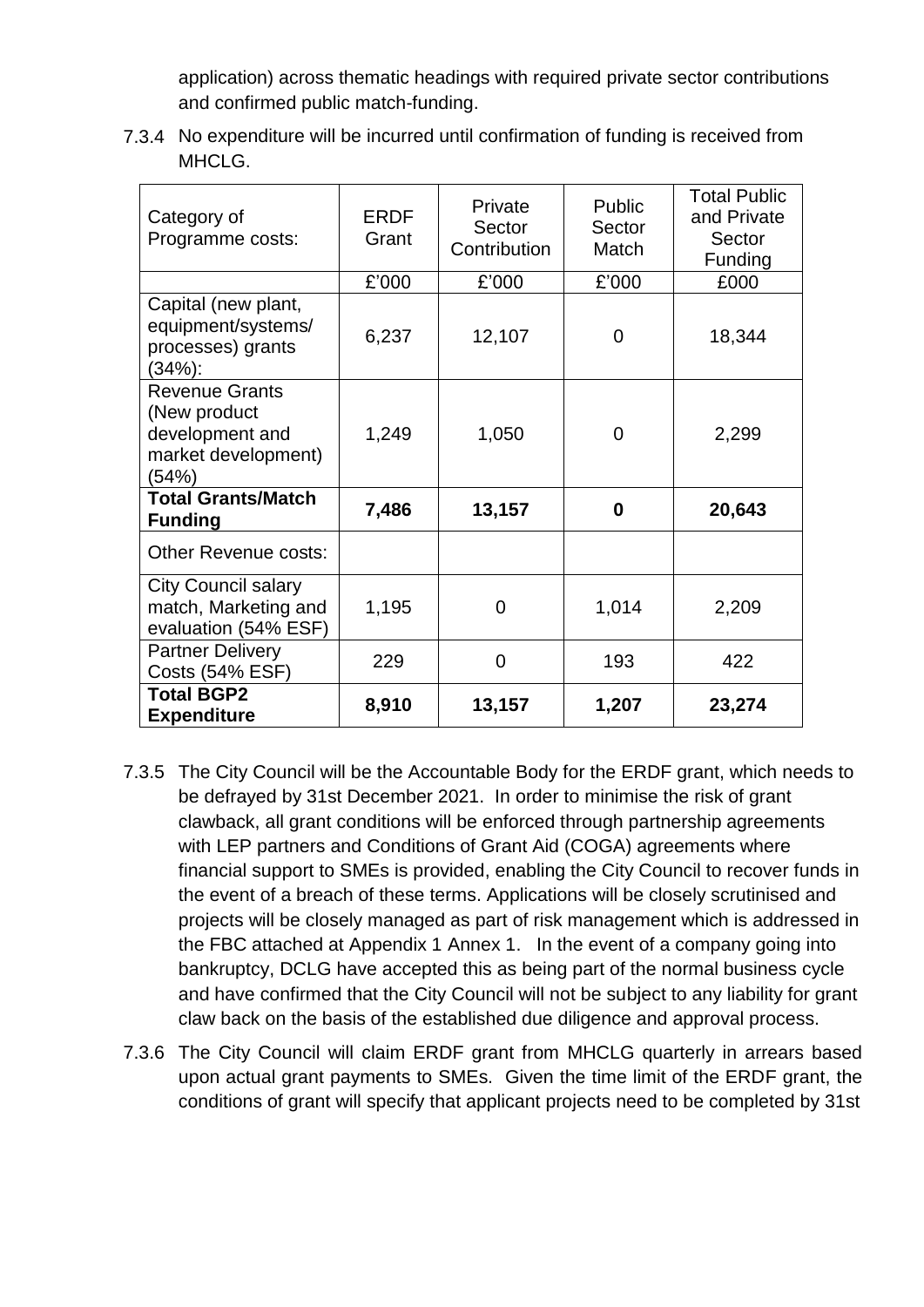application) across thematic headings with required private sector contributions and confirmed public match-funding.

7.3.4 No expenditure will be incurred until confirmation of funding is received from MHCLG.

| Category of Programme costs: | ERDF Grant | Private Sector Contribution | Public Sector Match | Total Public and Private Sector Funding |
|---|---|---|---|---|
| | £'000 | £'000 | £'000 | £000 |
| Capital (new plant, equipment/systems/ processes) grants (34%): | 6,237 | 12,107 | 0 | 18,344 |
| Revenue Grants (New product development and market development) (54%) | 1,249 | 1,050 | 0 | 2,299 |
| **Total Grants/Match Funding** | **7,486** | **13,157** | **0** | **20,643** |
| Other Revenue costs: | | | | |
| City Council salary match, Marketing and evaluation (54% ESF) | 1,195 | 0 | 1,014 | 2,209 |
| Partner Delivery Costs (54% ESF) | 229 | 0 | 193 | 422 |
| **Total BGP2 Expenditure** | **8,910** | **13,157** | **1,207** | **23,274** |

7.3.5 The City Council will be the Accountable Body for the ERDF grant, which needs to be defrayed by 31st December 2021. In order to minimise the risk of grant clawback, all grant conditions will be enforced through partnership agreements with LEP partners and Conditions of Grant Aid (COGA) agreements where financial support to SMEs is provided, enabling the City Council to recover funds in the event of a breach of these terms. Applications will be closely scrutinised and projects will be closely managed as part of risk management which is addressed in the FBC attached at Appendix 1 Annex 1. In the event of a company going into bankruptcy, DCLG have accepted this as being part of the normal business cycle and have confirmed that the City Council will not be subject to any liability for grant claw back on the basis of the established due diligence and approval process.

7.3.6 The City Council will claim ERDF grant from MHCLG quarterly in arrears based upon actual grant payments to SMEs. Given the time limit of the ERDF grant, the conditions of grant will specify that applicant projects need to be completed by 31st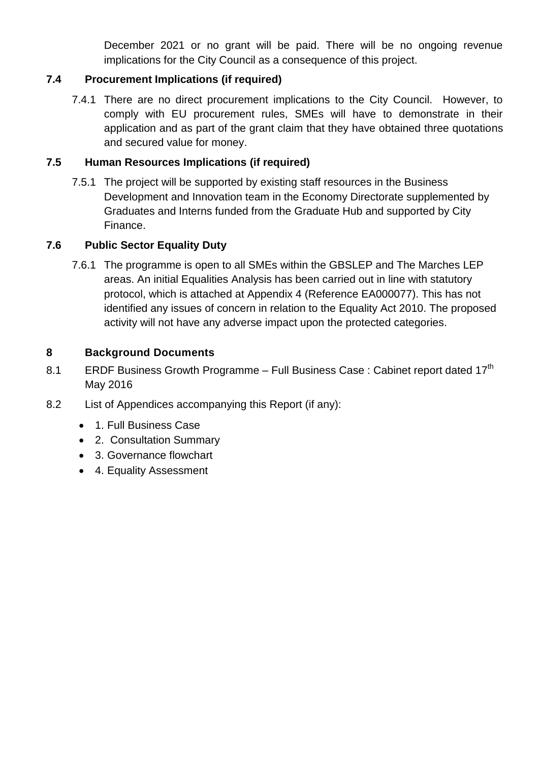December 2021 or no grant will be paid. There will be no ongoing revenue implications for the City Council as a consequence of this project.

### 7.4 Procurement Implications (if required)

7.4.1 There are no direct procurement implications to the City Council. However, to comply with EU procurement rules, SMEs will have to demonstrate in their application and as part of the grant claim that they have obtained three quotations and secured value for money.

### 7.5 Human Resources Implications (if required)

7.5.1 The project will be supported by existing staff resources in the Business Development and Innovation team in the Economy Directorate supplemented by Graduates and Interns funded from the Graduate Hub and supported by City Finance.

### 7.6 Public Sector Equality Duty

7.6.1 The programme is open to all SMEs within the GBSLEP and The Marches LEP areas. An initial Equalities Analysis has been carried out in line with statutory protocol, which is attached at Appendix 4 (Reference EA000077). This has not identified any issues of concern in relation to the Equality Act 2010. The proposed activity will not have any adverse impact upon the protected categories.

## 8 Background Documents

8.1 ERDF Business Growth Programme – Full Business Case : Cabinet report dated 17th May 2016

8.2 List of Appendices accompanying this Report (if any):

- 1. Full Business Case
- 2. Consultation Summary
- 3. Governance flowchart
- 4. Equality Assessment